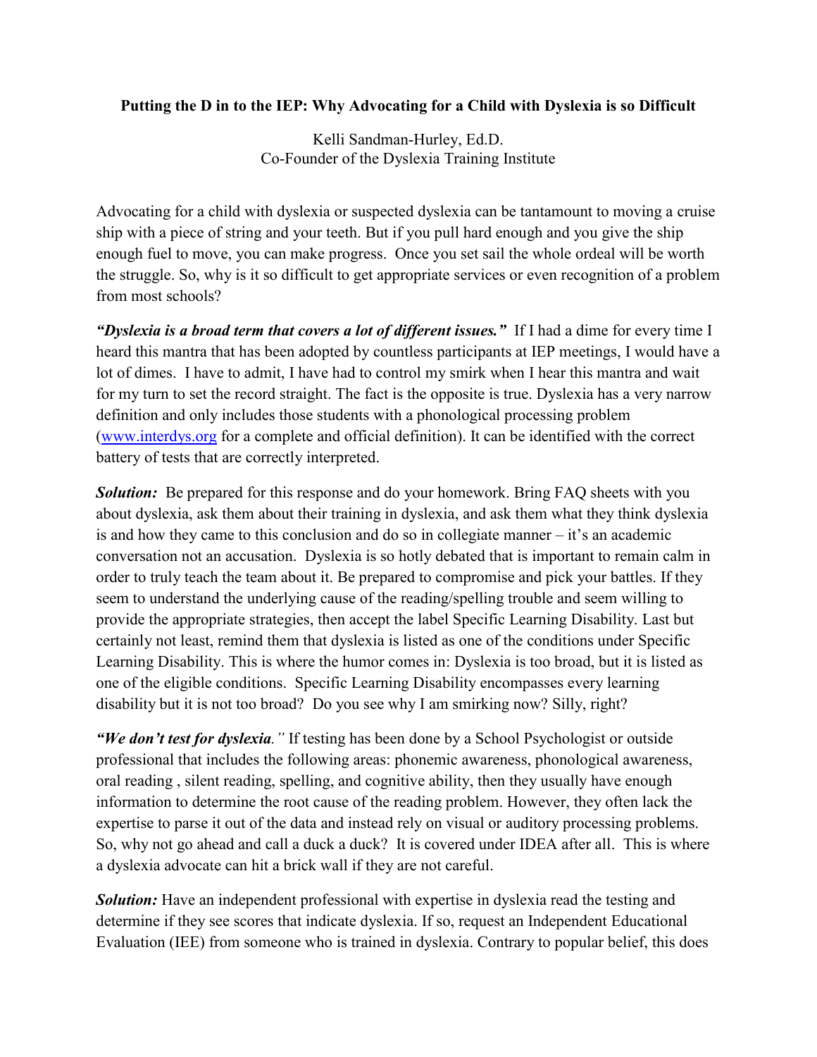**Putting the D in to the IEP: Why Advocating for a Child with Dyslexia is so Difficult**

Kelli Sandman-Hurley, Ed.D.
Co-Founder of the Dyslexia Training Institute

Advocating for a child with dyslexia or suspected dyslexia can be tantamount to moving a cruise ship with a piece of string and your teeth. But if you pull hard enough and you give the ship enough fuel to move, you can make progress. Once you set sail the whole ordeal will be worth the struggle. So, why is it so difficult to get appropriate services or even recognition of a problem from most schools?

***"Dyslexia is a broad term that covers a lot of different issues."*** If I had a dime for every time I heard this mantra that has been adopted by countless participants at IEP meetings, I would have a lot of dimes. I have to admit, I have had to control my smirk when I hear this mantra and wait for my turn to set the record straight. The fact is the opposite is true. Dyslexia has a very narrow definition and only includes those students with a phonological processing problem ([www.interdys.org](http://www.interdys.org) for a complete and official definition). It can be identified with the correct battery of tests that are correctly interpreted.

***Solution:*** Be prepared for this response and do your homework. Bring FAQ sheets with you about dyslexia, ask them about their training in dyslexia, and ask them what they think dyslexia is and how they came to this conclusion and do so in collegiate manner – it's an academic conversation not an accusation. Dyslexia is so hotly debated that is important to remain calm in order to truly teach the team about it. Be prepared to compromise and pick your battles. If they seem to understand the underlying cause of the reading/spelling trouble and seem willing to provide the appropriate strategies, then accept the label Specific Learning Disability. Last but certainly not least, remind them that dyslexia is listed as one of the conditions under Specific Learning Disability. This is where the humor comes in: Dyslexia is too broad, but it is listed as one of the eligible conditions. Specific Learning Disability encompasses every learning disability but it is not too broad? Do you see why I am smirking now? Silly, right?

***"We don't test for dyslexia."*** If testing has been done by a School Psychologist or outside professional that includes the following areas: phonemic awareness, phonological awareness, oral reading , silent reading, spelling, and cognitive ability, then they usually have enough information to determine the root cause of the reading problem. However, they often lack the expertise to parse it out of the data and instead rely on visual or auditory processing problems. So, why not go ahead and call a duck a duck? It is covered under IDEA after all. This is where a dyslexia advocate can hit a brick wall if they are not careful.

***Solution:*** Have an independent professional with expertise in dyslexia read the testing and determine if they see scores that indicate dyslexia. If so, request an Independent Educational Evaluation (IEE) from someone who is trained in dyslexia. Contrary to popular belief, this does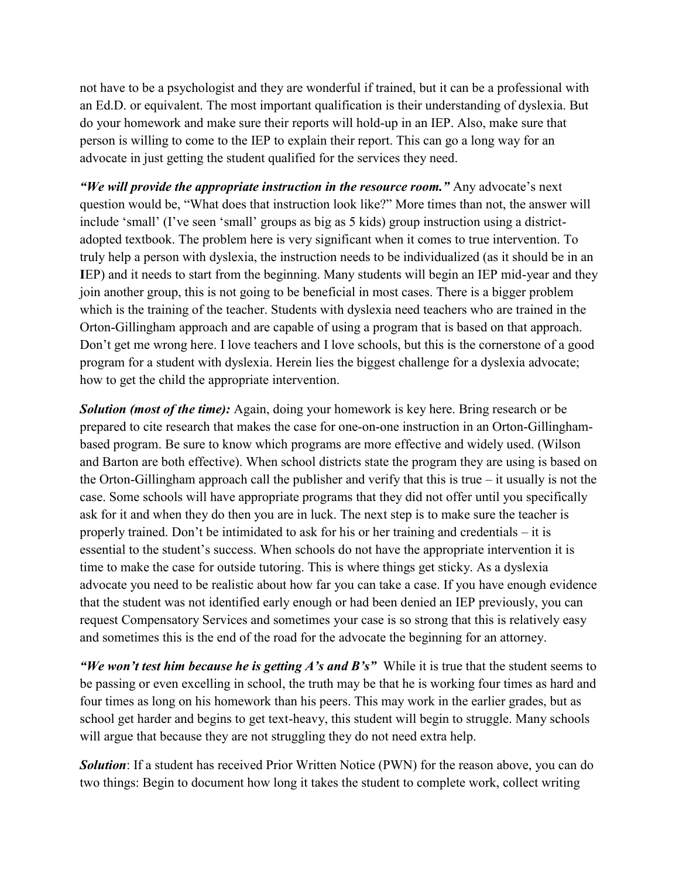not have to be a psychologist and they are wonderful if trained, but it can be a professional with an Ed.D. or equivalent. The most important qualification is their understanding of dyslexia. But do your homework and make sure their reports will hold-up in an IEP. Also, make sure that person is willing to come to the IEP to explain their report. This can go a long way for an advocate in just getting the student qualified for the services they need.

***"We will provide the appropriate instruction in the resource room."*** Any advocate's next question would be, "What does that instruction look like?" More times than not, the answer will include 'small' (I've seen 'small' groups as big as 5 kids) group instruction using a district-adopted textbook. The problem here is very significant when it comes to true intervention. To truly help a person with dyslexia, the instruction needs to be individualized (as it should be in an **I**EP) and it needs to start from the beginning. Many students will begin an IEP mid-year and they join another group, this is not going to be beneficial in most cases. There is a bigger problem which is the training of the teacher. Students with dyslexia need teachers who are trained in the Orton-Gillingham approach and are capable of using a program that is based on that approach. Don't get me wrong here. I love teachers and I love schools, but this is the cornerstone of a good program for a student with dyslexia. Herein lies the biggest challenge for a dyslexia advocate; how to get the child the appropriate intervention.

***Solution (most of the time):*** Again, doing your homework is key here. Bring research or be prepared to cite research that makes the case for one-on-one instruction in an Orton-Gillingham-based program. Be sure to know which programs are more effective and widely used. (Wilson and Barton are both effective). When school districts state the program they are using is based on the Orton-Gillingham approach call the publisher and verify that this is true – it usually is not the case. Some schools will have appropriate programs that they did not offer until you specifically ask for it and when they do then you are in luck. The next step is to make sure the teacher is properly trained. Don't be intimidated to ask for his or her training and credentials – it is essential to the student's success. When schools do not have the appropriate intervention it is time to make the case for outside tutoring. This is where things get sticky. As a dyslexia advocate you need to be realistic about how far you can take a case. If you have enough evidence that the student was not identified early enough or had been denied an IEP previously, you can request Compensatory Services and sometimes your case is so strong that this is relatively easy and sometimes this is the end of the road for the advocate the beginning for an attorney.

***"We won't test him because he is getting A's and B's"*** While it is true that the student seems to be passing or even excelling in school, the truth may be that he is working four times as hard and four times as long on his homework than his peers. This may work in the earlier grades, but as school get harder and begins to get text-heavy, this student will begin to struggle. Many schools will argue that because they are not struggling they do not need extra help.

***Solution***: If a student has received Prior Written Notice (PWN) for the reason above, you can do two things: Begin to document how long it takes the student to complete work, collect writing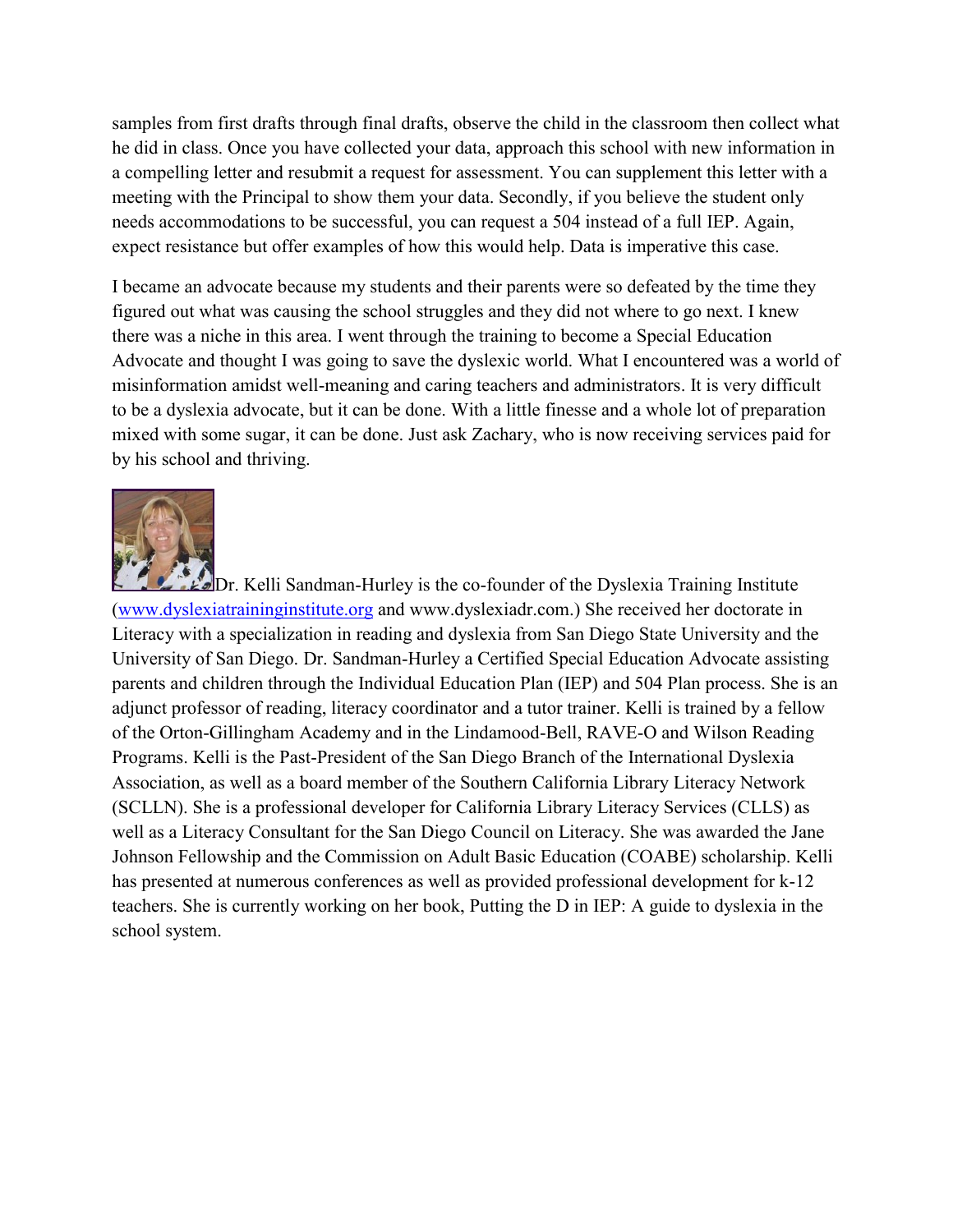samples from first drafts through final drafts, observe the child in the classroom then collect what he did in class. Once you have collected your data, approach this school with new information in a compelling letter and resubmit a request for assessment. You can supplement this letter with a meeting with the Principal to show them your data. Secondly, if you believe the student only needs accommodations to be successful, you can request a 504 instead of a full IEP. Again, expect resistance but offer examples of how this would help. Data is imperative this case.

I became an advocate because my students and their parents were so defeated by the time they figured out what was causing the school struggles and they did not where to go next. I knew there was a niche in this area. I went through the training to become a Special Education Advocate and thought I was going to save the dyslexic world. What I encountered was a world of misinformation amidst well-meaning and caring teachers and administrators. It is very difficult to be a dyslexia advocate, but it can be done. With a little finesse and a whole lot of preparation mixed with some sugar, it can be done. Just ask Zachary, who is now receiving services paid for by his school and thriving.

Dr. Kelli Sandman-Hurley is the co-founder of the Dyslexia Training Institute ([www.dyslexiatraininginstitute.org](http://www.dyslexiatraininginstitute.org) and www.dyslexiadr.com.) She received her doctorate in Literacy with a specialization in reading and dyslexia from San Diego State University and the University of San Diego. Dr. Sandman-Hurley a Certified Special Education Advocate assisting parents and children through the Individual Education Plan (IEP) and 504 Plan process. She is an adjunct professor of reading, literacy coordinator and a tutor trainer. Kelli is trained by a fellow of the Orton-Gillingham Academy and in the Lindamood-Bell, RAVE-O and Wilson Reading Programs. Kelli is the Past-President of the San Diego Branch of the International Dyslexia Association, as well as a board member of the Southern California Library Literacy Network (SCLLN). She is a professional developer for California Library Literacy Services (CLLS) as well as a Literacy Consultant for the San Diego Council on Literacy. She was awarded the Jane Johnson Fellowship and the Commission on Adult Basic Education (COABE) scholarship. Kelli has presented at numerous conferences as well as provided professional development for k-12 teachers. She is currently working on her book, Putting the D in IEP: A guide to dyslexia in the school system.